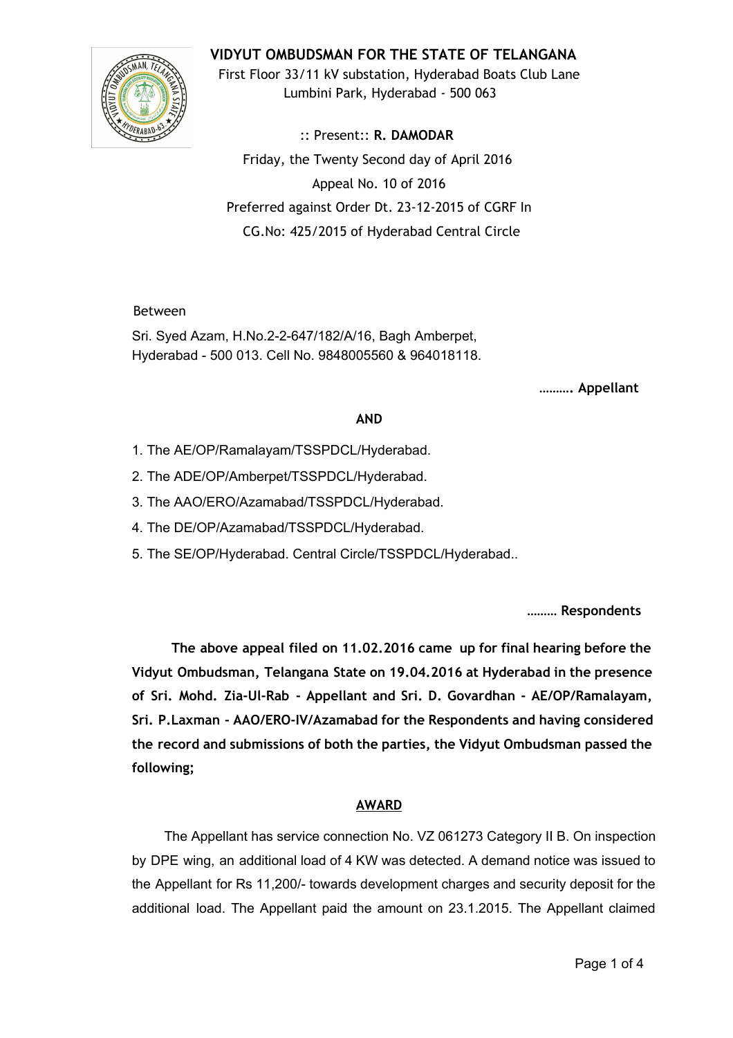# VIDYUT OMBUDSMAN FOR THE STATE OF TELANGANA

First Floor 33/11 kV substation, Hyderabad Boats Club Lane
Lumbini Park, Hyderabad - 500 063

:: Present:: **R. DAMODAR**

Friday, the Twenty Second day of April 2016

Appeal No. 10 of 2016

Preferred against Order Dt. 23-12-2015 of CGRF In
CG.No: 425/2015 of Hyderabad Central Circle

Between

Sri. Syed Azam, H.No.2-2-647/182/A/16, Bagh Amberpet,
Hyderabad - 500 013. Cell No. 9848005560 & 964018118.

**………. Appellant**

**AND**

1. The AE/OP/Ramalayam/TSSPDCL/Hyderabad.
2. The ADE/OP/Amberpet/TSSPDCL/Hyderabad.
3. The AAO/ERO/Azamabad/TSSPDCL/Hyderabad.
4. The DE/OP/Azamabad/TSSPDCL/Hyderabad.
5. The SE/OP/Hyderabad. Central Circle/TSSPDCL/Hyderabad..

**……… Respondents**

**The above appeal filed on 11.02.2016 came up for final hearing before the Vidyut Ombudsman, Telangana State on 19.04.2016 at Hyderabad in the presence of Sri. Mohd. Zia-Ul-Rab - Appellant and Sri. D. Govardhan - AE/OP/Ramalayam, Sri. P.Laxman - AAO/ERO-IV/Azamabad for the Respondents and having considered the record and submissions of both the parties, the Vidyut Ombudsman passed the following;**

## AWARD

The Appellant has service connection No. VZ 061273 Category II B. On inspection by DPE wing, an additional load of 4 KW was detected. A demand notice was issued to the Appellant for Rs 11,200/- towards development charges and security deposit for the additional load. The Appellant paid the amount on 23.1.2015. The Appellant claimed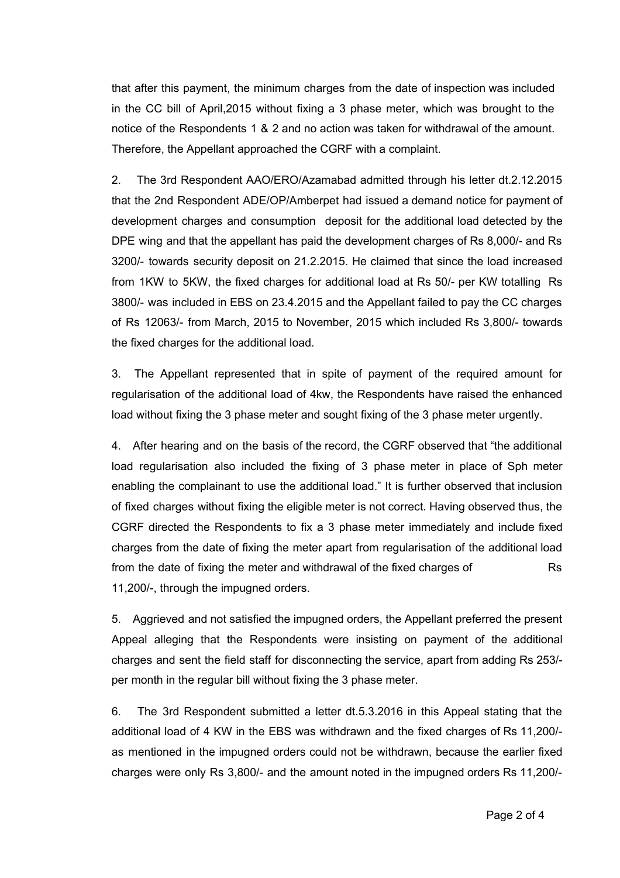that after this payment, the minimum charges from the date of inspection was included in the CC bill of April,2015 without fixing a 3 phase meter, which was brought to the notice of the Respondents 1 & 2 and no action was taken for withdrawal of the amount. Therefore, the Appellant approached the CGRF with a complaint.

2. The 3rd Respondent AAO/ERO/Azamabad admitted through his letter dt.2.12.2015 that the 2nd Respondent ADE/OP/Amberpet had issued a demand notice for payment of development charges and consumption deposit for the additional load detected by the DPE wing and that the appellant has paid the development charges of Rs 8,000/- and Rs 3200/- towards security deposit on 21.2.2015. He claimed that since the load increased from 1KW to 5KW, the fixed charges for additional load at Rs 50/- per KW totalling Rs 3800/- was included in EBS on 23.4.2015 and the Appellant failed to pay the CC charges of Rs 12063/- from March, 2015 to November, 2015 which included Rs 3,800/- towards the fixed charges for the additional load.

3. The Appellant represented that in spite of payment of the required amount for regularisation of the additional load of 4kw, the Respondents have raised the enhanced load without fixing the 3 phase meter and sought fixing of the 3 phase meter urgently.

4. After hearing and on the basis of the record, the CGRF observed that "the additional load regularisation also included the fixing of 3 phase meter in place of Sph meter enabling the complainant to use the additional load." It is further observed that inclusion of fixed charges without fixing the eligible meter is not correct. Having observed thus, the CGRF directed the Respondents to fix a 3 phase meter immediately and include fixed charges from the date of fixing the meter apart from regularisation of the additional load from the date of fixing the meter and withdrawal of the fixed charges of Rs 11,200/-, through the impugned orders.

5. Aggrieved and not satisfied the impugned orders, the Appellant preferred the present Appeal alleging that the Respondents were insisting on payment of the additional charges and sent the field staff for disconnecting the service, apart from adding Rs 253/- per month in the regular bill without fixing the 3 phase meter.

6. The 3rd Respondent submitted a letter dt.5.3.2016 in this Appeal stating that the additional load of 4 KW in the EBS was withdrawn and the fixed charges of Rs 11,200/- as mentioned in the impugned orders could not be withdrawn, because the earlier fixed charges were only Rs 3,800/- and the amount noted in the impugned orders Rs 11,200/-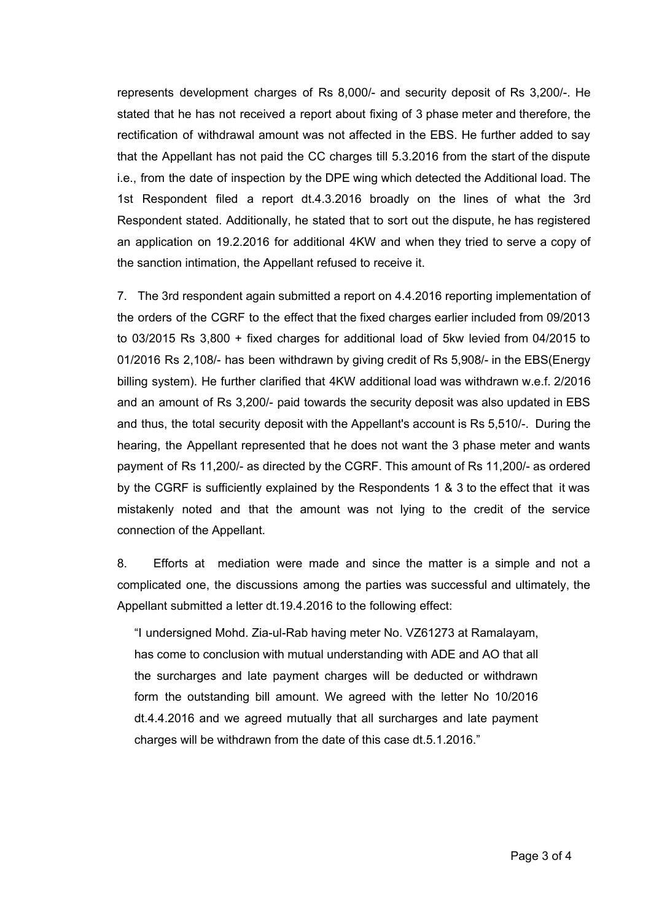represents development charges of Rs 8,000/- and security deposit of Rs 3,200/-. He stated that he has not received a report about fixing of 3 phase meter and therefore, the rectification of withdrawal amount was not affected in the EBS. He further added to say that the Appellant has not paid the CC charges till 5.3.2016 from the start of the dispute i.e., from the date of inspection by the DPE wing which detected the Additional load. The 1st Respondent filed a report dt.4.3.2016 broadly on the lines of what the 3rd Respondent stated. Additionally, he stated that to sort out the dispute, he has registered an application on 19.2.2016 for additional 4KW and when they tried to serve a copy of the sanction intimation, the Appellant refused to receive it.

7. The 3rd respondent again submitted a report on 4.4.2016 reporting implementation of the orders of the CGRF to the effect that the fixed charges earlier included from 09/2013 to 03/2015 Rs 3,800 + fixed charges for additional load of 5kw levied from 04/2015 to 01/2016 Rs 2,108/- has been withdrawn by giving credit of Rs 5,908/- in the EBS(Energy billing system). He further clarified that 4KW additional load was withdrawn w.e.f. 2/2016 and an amount of Rs 3,200/- paid towards the security deposit was also updated in EBS and thus, the total security deposit with the Appellant's account is Rs 5,510/-. During the hearing, the Appellant represented that he does not want the 3 phase meter and wants payment of Rs 11,200/- as directed by the CGRF. This amount of Rs 11,200/- as ordered by the CGRF is sufficiently explained by the Respondents 1 & 3 to the effect that it was mistakenly noted and that the amount was not lying to the credit of the service connection of the Appellant.

8. Efforts at mediation were made and since the matter is a simple and not a complicated one, the discussions among the parties was successful and ultimately, the Appellant submitted a letter dt.19.4.2016 to the following effect:

> "I undersigned Mohd. Zia-ul-Rab having meter No. VZ61273 at Ramalayam, has come to conclusion with mutual understanding with ADE and AO that all the surcharges and late payment charges will be deducted or withdrawn form the outstanding bill amount. We agreed with the letter No 10/2016 dt.4.4.2016 and we agreed mutually that all surcharges and late payment charges will be withdrawn from the date of this case dt.5.1.2016."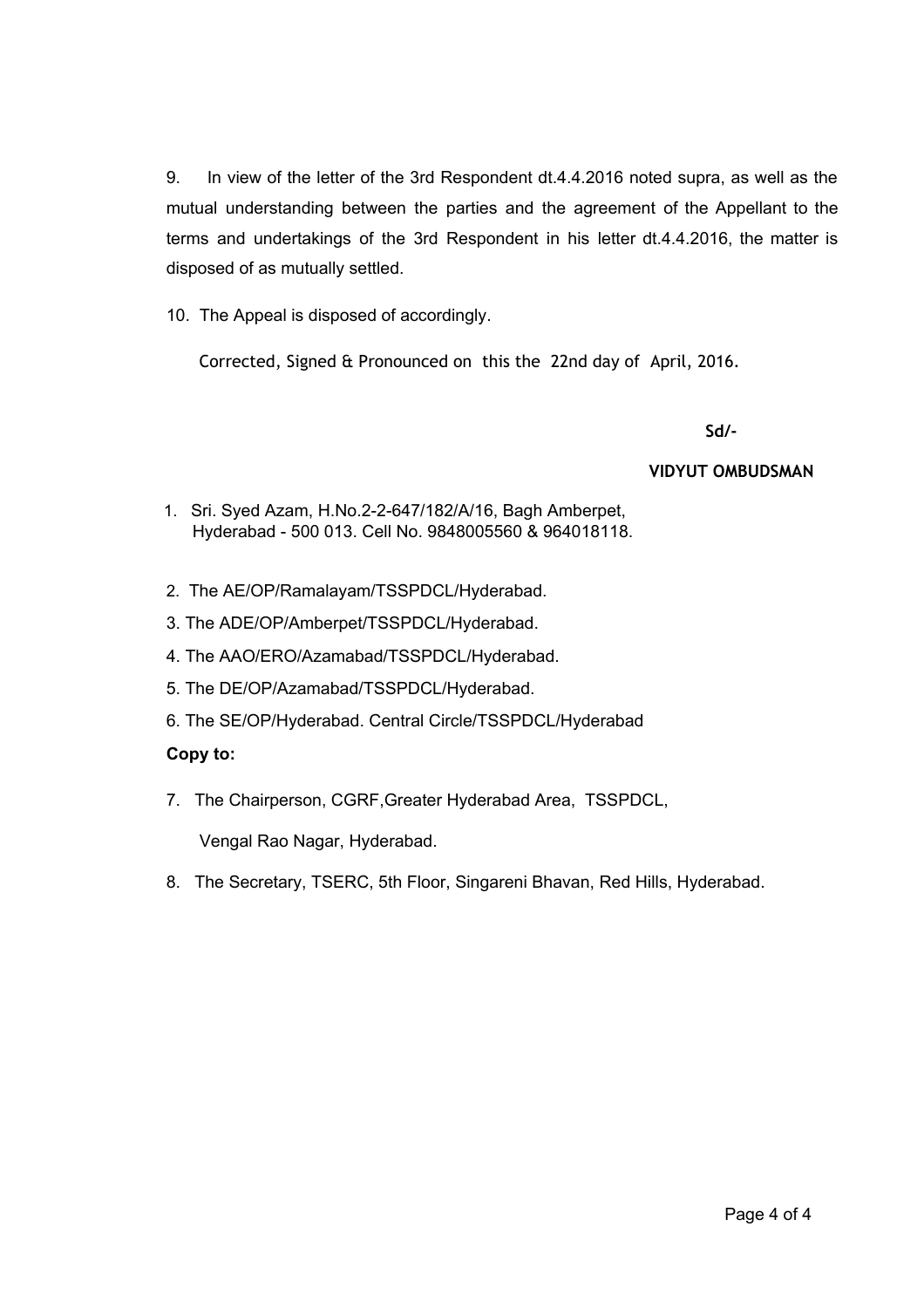9. In view of the letter of the 3rd Respondent dt.4.4.2016 noted supra, as well as the mutual understanding between the parties and the agreement of the Appellant to the terms and undertakings of the 3rd Respondent in his letter dt.4.4.2016, the matter is disposed of as mutually settled.

10. The Appeal is disposed of accordingly.

Corrected, Signed & Pronounced on this the 22nd day of April, 2016.

**Sd/-**

**VIDYUT OMBUDSMAN**

1. Sri. Syed Azam, H.No.2-2-647/182/A/16, Bagh Amberpet, Hyderabad - 500 013. Cell No. 9848005560 & 964018118.
2. The AE/OP/Ramalayam/TSSPDCL/Hyderabad.
3. The ADE/OP/Amberpet/TSSPDCL/Hyderabad.
4. The AAO/ERO/Azamabad/TSSPDCL/Hyderabad.
5. The DE/OP/Azamabad/TSSPDCL/Hyderabad.
6. The SE/OP/Hyderabad. Central Circle/TSSPDCL/Hyderabad

**Copy to:**

7. The Chairperson, CGRF,Greater Hyderabad Area, TSSPDCL, Vengal Rao Nagar, Hyderabad.
8. The Secretary, TSERC, 5th Floor, Singareni Bhavan, Red Hills, Hyderabad.